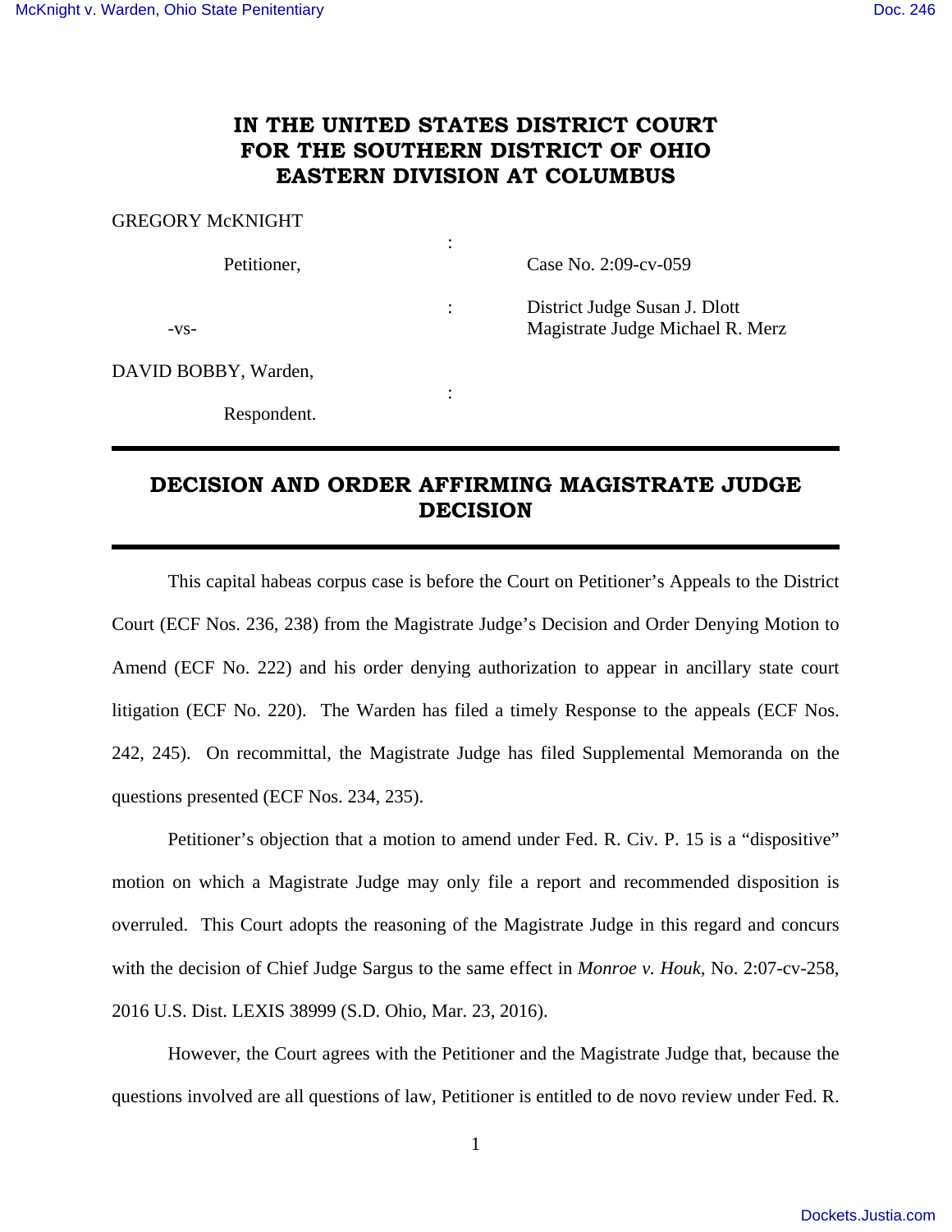# IN THE UNITED STATES DISTRICT COURT FOR THE SOUTHERN DISTRICT OF OHIO EASTERN DIVISION AT COLUMBUS

GREGORY McKNIGHT

Petitioner, : Case No. 2:09-cv-059

: District Judge Susan J. Dlott
Magistrate Judge Michael R. Merz

-vs-

DAVID BOBBY, Warden,

:

Respondent.

---

## DECISION AND ORDER AFFIRMING MAGISTRATE JUDGE DECISION

---

This capital habeas corpus case is before the Court on Petitioner's Appeals to the District Court (ECF Nos. 236, 238) from the Magistrate Judge's Decision and Order Denying Motion to Amend (ECF No. 222) and his order denying authorization to appear in ancillary state court litigation (ECF No. 220). The Warden has filed a timely Response to the appeals (ECF Nos. 242, 245). On recommittal, the Magistrate Judge has filed Supplemental Memoranda on the questions presented (ECF Nos. 234, 235).

Petitioner's objection that a motion to amend under Fed. R. Civ. P. 15 is a "dispositive" motion on which a Magistrate Judge may only file a report and recommended disposition is overruled. This Court adopts the reasoning of the Magistrate Judge in this regard and concurs with the decision of Chief Judge Sargus to the same effect in *Monroe v. Houk*, No. 2:07-cv-258, 2016 U.S. Dist. LEXIS 38999 (S.D. Ohio, Mar. 23, 2016).

However, the Court agrees with the Petitioner and the Magistrate Judge that, because the questions involved are all questions of law, Petitioner is entitled to de novo review under Fed. R.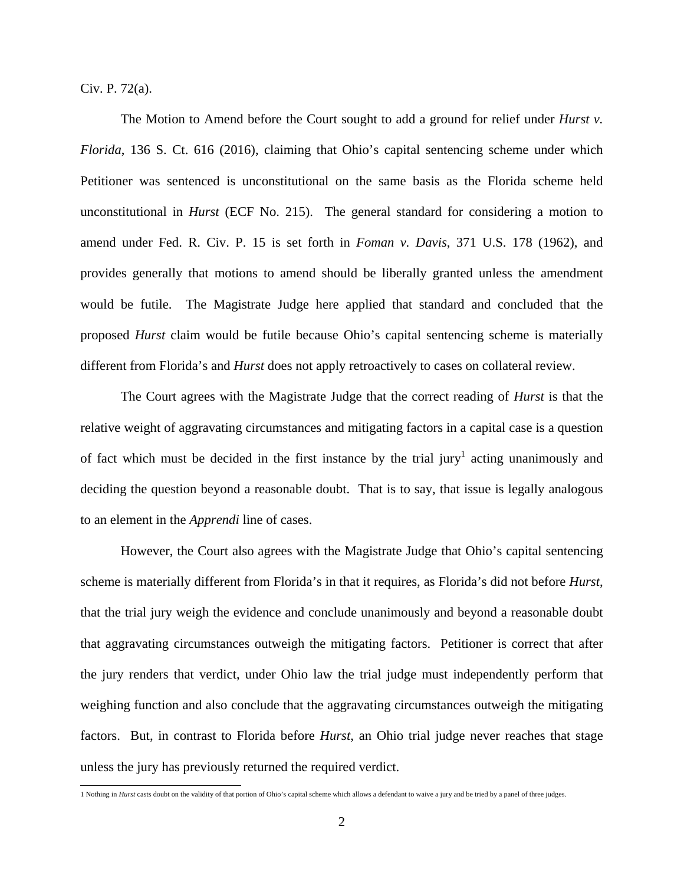Civ. P. 72(a).

The Motion to Amend before the Court sought to add a ground for relief under *Hurst v. Florida*, 136 S. Ct. 616 (2016), claiming that Ohio's capital sentencing scheme under which Petitioner was sentenced is unconstitutional on the same basis as the Florida scheme held unconstitutional in *Hurst* (ECF No. 215). The general standard for considering a motion to amend under Fed. R. Civ. P. 15 is set forth in *Foman v. Davis*, 371 U.S. 178 (1962), and provides generally that motions to amend should be liberally granted unless the amendment would be futile. The Magistrate Judge here applied that standard and concluded that the proposed *Hurst* claim would be futile because Ohio's capital sentencing scheme is materially different from Florida's and *Hurst* does not apply retroactively to cases on collateral review.

The Court agrees with the Magistrate Judge that the correct reading of *Hurst* is that the relative weight of aggravating circumstances and mitigating factors in a capital case is a question of fact which must be decided in the first instance by the trial jury[1] acting unanimously and deciding the question beyond a reasonable doubt. That is to say, that issue is legally analogous to an element in the *Apprendi* line of cases.

However, the Court also agrees with the Magistrate Judge that Ohio's capital sentencing scheme is materially different from Florida's in that it requires, as Florida's did not before *Hurst*, that the trial jury weigh the evidence and conclude unanimously and beyond a reasonable doubt that aggravating circumstances outweigh the mitigating factors. Petitioner is correct that after the jury renders that verdict, under Ohio law the trial judge must independently perform that weighing function and also conclude that the aggravating circumstances outweigh the mitigating factors. But, in contrast to Florida before *Hurst*, an Ohio trial judge never reaches that stage unless the jury has previously returned the required verdict.

---

1 Nothing in *Hurst* casts doubt on the validity of that portion of Ohio's capital scheme which allows a defendant to waive a jury and be tried by a panel of three judges.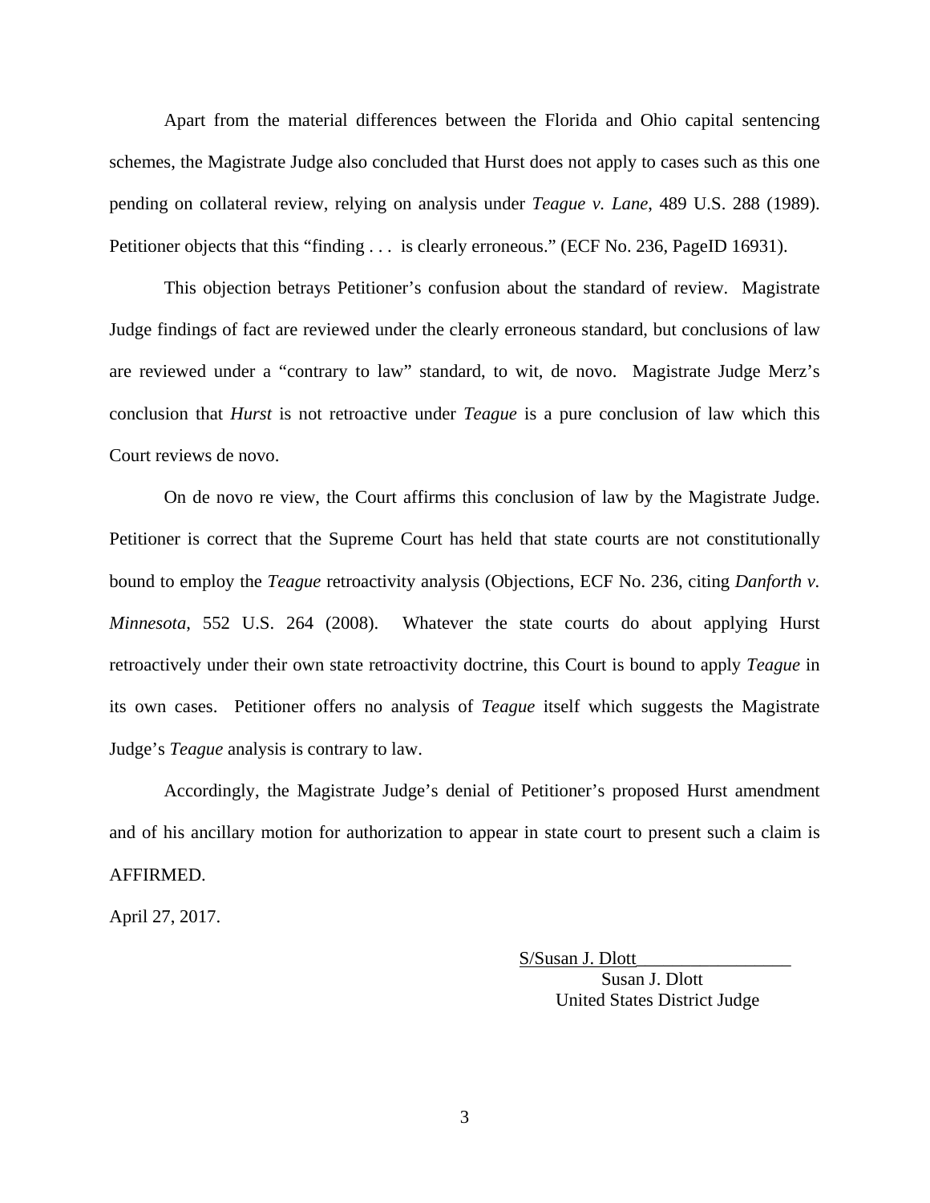Apart from the material differences between the Florida and Ohio capital sentencing schemes, the Magistrate Judge also concluded that Hurst does not apply to cases such as this one pending on collateral review, relying on analysis under *Teague v. Lane*, 489 U.S. 288 (1989). Petitioner objects that this "finding . . . is clearly erroneous." (ECF No. 236, PageID 16931).

This objection betrays Petitioner's confusion about the standard of review. Magistrate Judge findings of fact are reviewed under the clearly erroneous standard, but conclusions of law are reviewed under a "contrary to law" standard, to wit, de novo. Magistrate Judge Merz's conclusion that *Hurst* is not retroactive under *Teague* is a pure conclusion of law which this Court reviews de novo.

On de novo re view, the Court affirms this conclusion of law by the Magistrate Judge. Petitioner is correct that the Supreme Court has held that state courts are not constitutionally bound to employ the *Teague* retroactivity analysis (Objections, ECF No. 236, citing *Danforth v. Minnesota*, 552 U.S. 264 (2008). Whatever the state courts do about applying Hurst retroactively under their own state retroactivity doctrine, this Court is bound to apply *Teague* in its own cases. Petitioner offers no analysis of *Teague* itself which suggests the Magistrate Judge's *Teague* analysis is contrary to law.

Accordingly, the Magistrate Judge's denial of Petitioner's proposed Hurst amendment and of his ancillary motion for authorization to appear in state court to present such a claim is AFFIRMED.

April 27, 2017.

S/Susan J. Dlott
Susan J. Dlott
United States District Judge